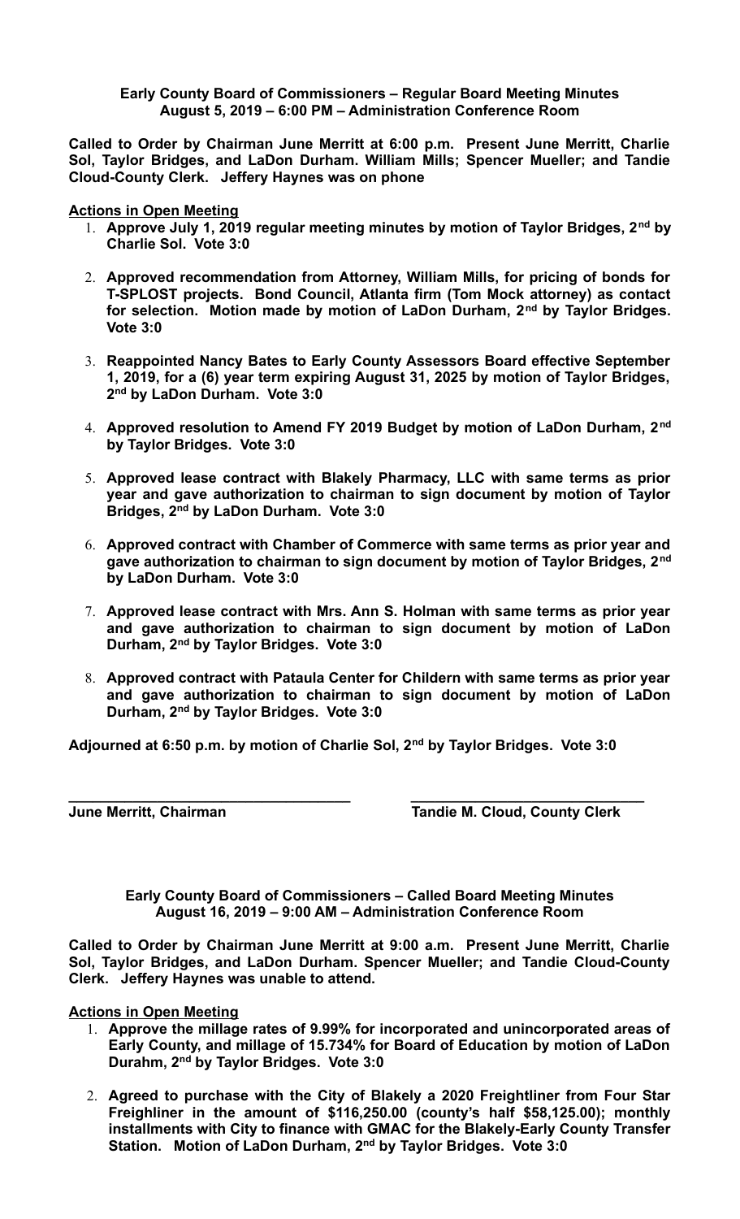**Early County Board of Commissioners – Regular Board Meeting Minutes**
**August 5, 2019 – 6:00 PM – Administration Conference Room**

**Called to Order by Chairman June Merritt at 6:00 p.m. Present June Merritt, Charlie Sol, Taylor Bridges, and LaDon Durham. William Mills; Spencer Mueller; and Tandie Cloud-County Clerk. Jeffery Haynes was on phone**

**Actions in Open Meeting**

1. **Approve July 1, 2019 regular meeting minutes by motion of Taylor Bridges, 2nd by Charlie Sol. Vote 3:0**

2. **Approved recommendation from Attorney, William Mills, for pricing of bonds for T-SPLOST projects. Bond Council, Atlanta firm (Tom Mock attorney) as contact for selection. Motion made by motion of LaDon Durham, 2nd by Taylor Bridges. Vote 3:0**

3. **Reappointed Nancy Bates to Early County Assessors Board effective September 1, 2019, for a (6) year term expiring August 31, 2025 by motion of Taylor Bridges, 2nd by LaDon Durham. Vote 3:0**

4. **Approved resolution to Amend FY 2019 Budget by motion of LaDon Durham, 2nd by Taylor Bridges. Vote 3:0**

5. **Approved lease contract with Blakely Pharmacy, LLC with same terms as prior year and gave authorization to chairman to sign document by motion of Taylor Bridges, 2nd by LaDon Durham. Vote 3:0**

6. **Approved contract with Chamber of Commerce with same terms as prior year and gave authorization to chairman to sign document by motion of Taylor Bridges, 2nd by LaDon Durham. Vote 3:0**

7. **Approved lease contract with Mrs. Ann S. Holman with same terms as prior year and gave authorization to chairman to sign document by motion of LaDon Durham, 2nd by Taylor Bridges. Vote 3:0**

8. **Approved contract with Pataula Center for Childern with same terms as prior year and gave authorization to chairman to sign document by motion of LaDon Durham, 2nd by Taylor Bridges. Vote 3:0**

**Adjourned at 6:50 p.m. by motion of Charlie Sol, 2nd by Taylor Bridges. Vote 3:0**

**June Merritt, Chairman** **Tandie M. Cloud, County Clerk**

**Early County Board of Commissioners – Called Board Meeting Minutes**
**August 16, 2019 – 9:00 AM – Administration Conference Room**

**Called to Order by Chairman June Merritt at 9:00 a.m. Present June Merritt, Charlie Sol, Taylor Bridges, and LaDon Durham. Spencer Mueller; and Tandie Cloud-County Clerk. Jeffery Haynes was unable to attend.**

**Actions in Open Meeting**

1. **Approve the millage rates of 9.99% for incorporated and unincorporated areas of Early County, and millage of 15.734% for Board of Education by motion of LaDon Durahm, 2nd by Taylor Bridges. Vote 3:0**

2. **Agreed to purchase with the City of Blakely a 2020 Freightliner from Four Star Freighliner in the amount of $116,250.00 (county's half $58,125.00); monthly installments with City to finance with GMAC for the Blakely-Early County Transfer Station. Motion of LaDon Durham, 2nd by Taylor Bridges. Vote 3:0**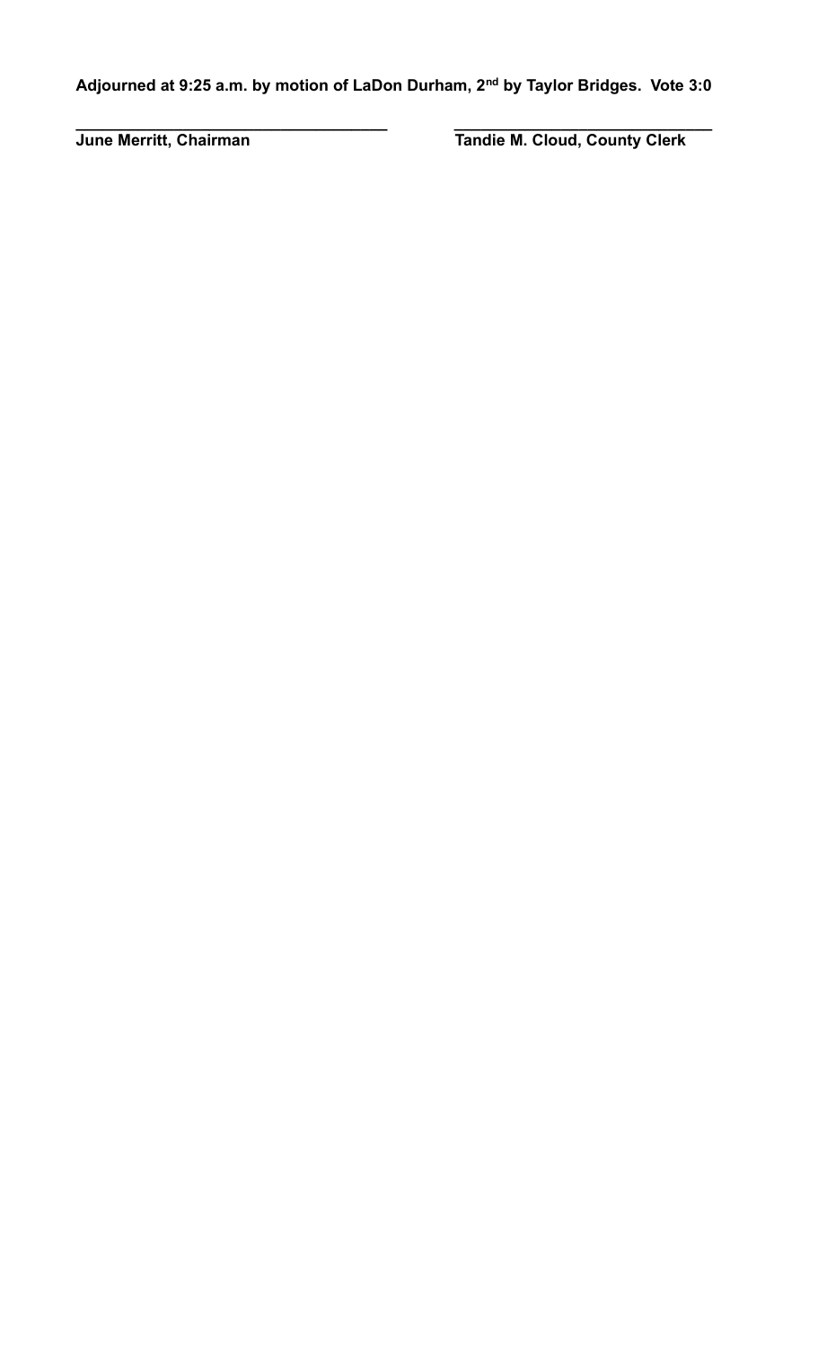**Adjourned at 9:25 a.m. by motion of LaDon Durham, 2nd by Taylor Bridges. Vote 3:0**

| | |
|---|---|
| **June Merritt, Chairman** | **Tandie M. Cloud, County Clerk** |